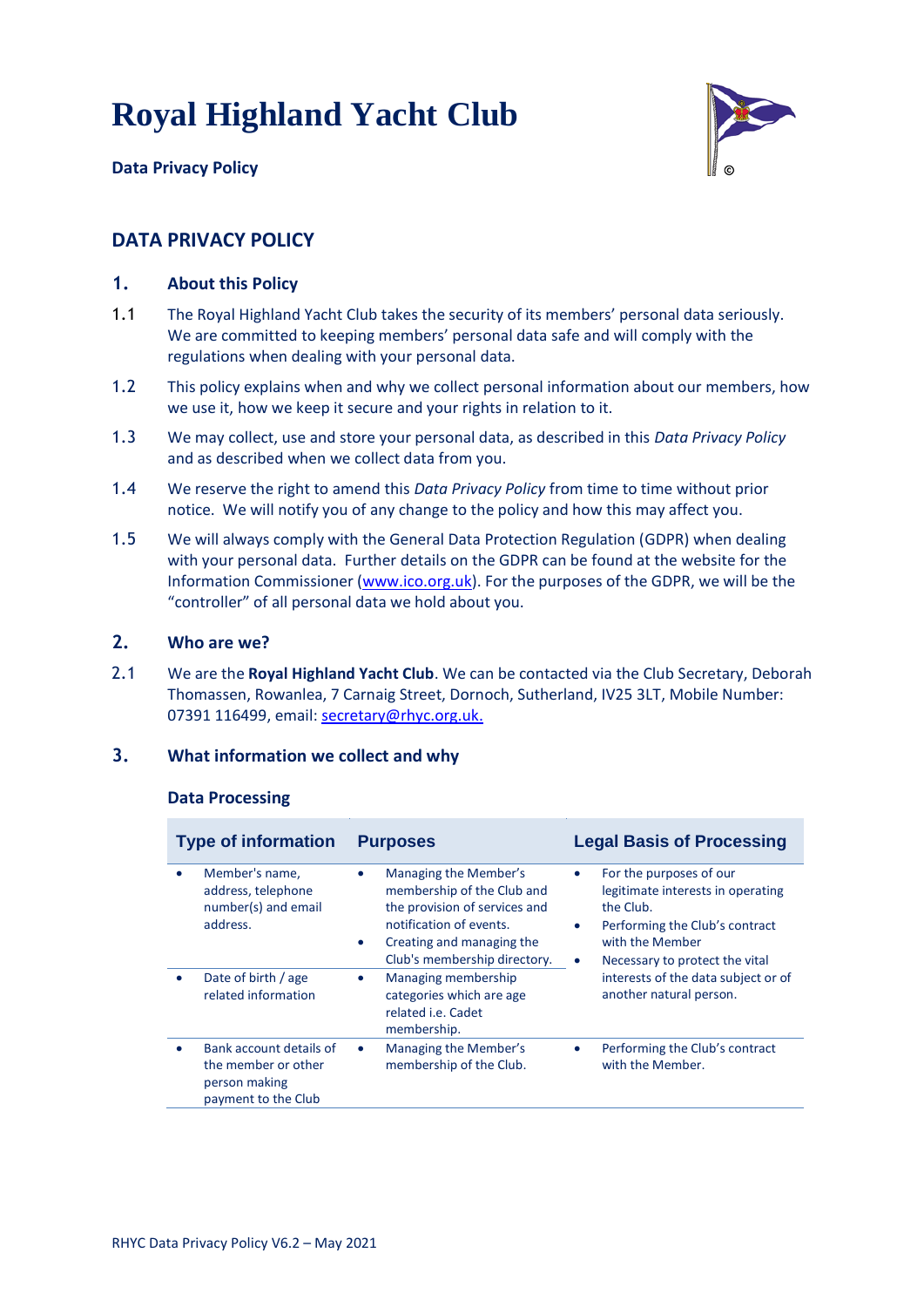# Royal Highland Yacht Club

**Data Privacy Policy**

## DATA PRIVACY POLICY

### 1. About this Policy

1.1 The Royal Highland Yacht Club takes the security of its members' personal data seriously. We are committed to keeping members' personal data safe and will comply with the regulations when dealing with your personal data.

1.2 This policy explains when and why we collect personal information about our members, how we use it, how we keep it secure and your rights in relation to it.

1.3 We may collect, use and store your personal data, as described in this *Data Privacy Policy* and as described when we collect data from you.

1.4 We reserve the right to amend this *Data Privacy Policy* from time to time without prior notice. We will notify you of any change to the policy and how this may affect you.

1.5 We will always comply with the General Data Protection Regulation (GDPR) when dealing with your personal data. Further details on the GDPR can be found at the website for the Information Commissioner (www.ico.org.uk). For the purposes of the GDPR, we will be the "controller" of all personal data we hold about you.

### 2. Who are we?

2.1 We are the **Royal Highland Yacht Club**. We can be contacted via the Club Secretary, Deborah Thomassen, Rowanlea, 7 Carnaig Street, Dornoch, Sutherland, IV25 3LT, Mobile Number: 07391 116499, email: secretary@rhyc.org.uk.

### 3. What information we collect and why

#### Data Processing

| Type of information | Purposes | Legal Basis of Processing |
|---|---|---|
| • Member's name, address, telephone number(s) and email address. | • Managing the Member's membership of the Club and the provision of services and notification of events.<br>• Creating and managing the Club's membership directory. | • For the purposes of our legitimate interests in operating the Club.<br>• Performing the Club's contract with the Member<br>• Necessary to protect the vital interests of the data subject or of another natural person. |
| • Date of birth / age related information | • Managing membership categories which are age related i.e. Cadet membership. | |
| • Bank account details of the member or other person making payment to the Club | • Managing the Member's membership of the Club. | • Performing the Club's contract with the Member. |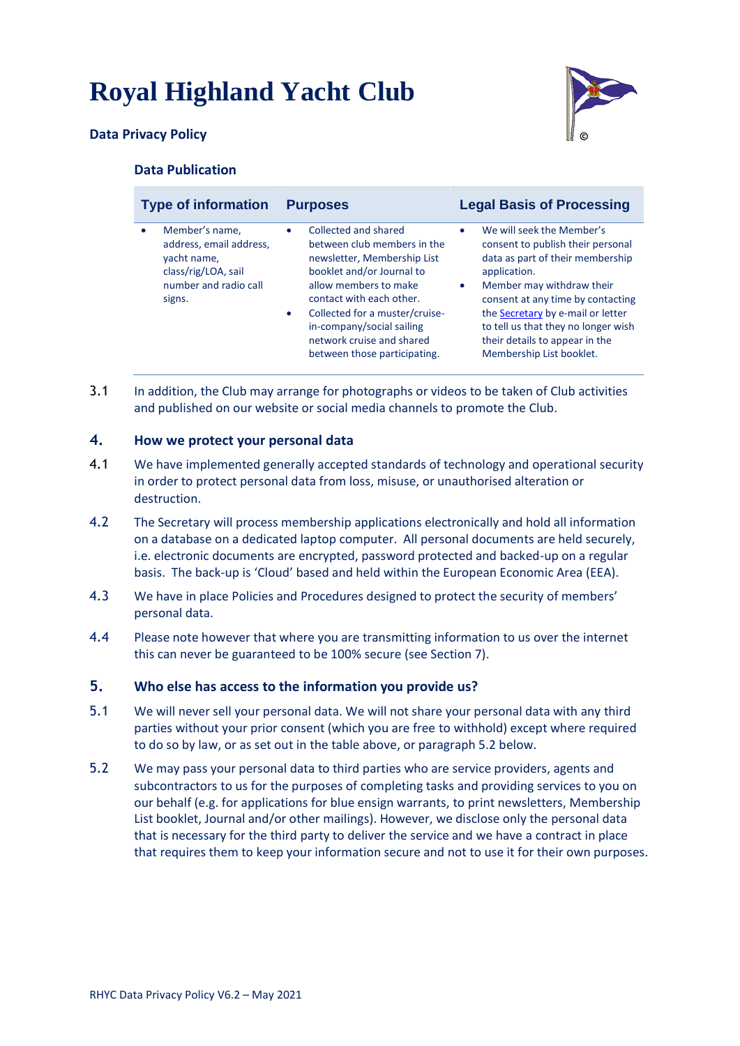# Royal Highland Yacht Club

**Data Privacy Policy**

### Data Publication

| Type of information | Purposes | Legal Basis of Processing |
|---|---|---|
| • Member's name, address, email address, yacht name, class/rig/LOA, sail number and radio call signs. | • Collected and shared between club members in the newsletter, Membership List booklet and/or Journal to allow members to make contact with each other.<br>• Collected for a muster/cruise-in-company/social sailing network cruise and shared between those participating. | • We will seek the Member's consent to publish their personal data as part of their membership application.<br>• Member may withdraw their consent at any time by contacting the Secretary by e-mail or letter to tell us that they no longer wish their details to appear in the Membership List booklet. |

3.1 In addition, the Club may arrange for photographs or videos to be taken of Club activities and published on our website or social media channels to promote the Club.

## 4. How we protect your personal data

4.1 We have implemented generally accepted standards of technology and operational security in order to protect personal data from loss, misuse, or unauthorised alteration or destruction.

4.2 The Secretary will process membership applications electronically and hold all information on a database on a dedicated laptop computer. All personal documents are held securely, i.e. electronic documents are encrypted, password protected and backed-up on a regular basis. The back-up is 'Cloud' based and held within the European Economic Area (EEA).

4.3 We have in place Policies and Procedures designed to protect the security of members' personal data.

4.4 Please note however that where you are transmitting information to us over the internet this can never be guaranteed to be 100% secure (see Section 7).

## 5. Who else has access to the information you provide us?

5.1 We will never sell your personal data. We will not share your personal data with any third parties without your prior consent (which you are free to withhold) except where required to do so by law, or as set out in the table above, or paragraph 5.2 below.

5.2 We may pass your personal data to third parties who are service providers, agents and subcontractors to us for the purposes of completing tasks and providing services to you on our behalf (e.g. for applications for blue ensign warrants, to print newsletters, Membership List booklet, Journal and/or other mailings). However, we disclose only the personal data that is necessary for the third party to deliver the service and we have a contract in place that requires them to keep your information secure and not to use it for their own purposes.

RHYC Data Privacy Policy V6.2 – May 2021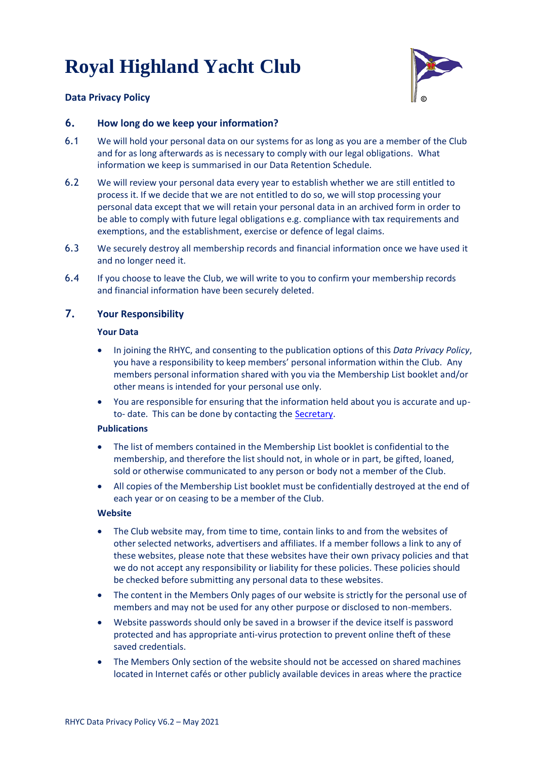## 6. How long do we keep your information?

6.1 We will hold your personal data on our systems for as long as you are a member of the Club and for as long afterwards as is necessary to comply with our legal obligations. What information we keep is summarised in our Data Retention Schedule.

6.2 We will review your personal data every year to establish whether we are still entitled to process it. If we decide that we are not entitled to do so, we will stop processing your personal data except that we will retain your personal data in an archived form in order to be able to comply with future legal obligations e.g. compliance with tax requirements and exemptions, and the establishment, exercise or defence of legal claims.

6.3 We securely destroy all membership records and financial information once we have used it and no longer need it.

6.4 If you choose to leave the Club, we will write to you to confirm your membership records and financial information have been securely deleted.

## 7. Your Responsibility

**Your Data**

- In joining the RHYC, and consenting to the publication options of this *Data Privacy Policy*, you have a responsibility to keep members' personal information within the Club. Any members personal information shared with you via the Membership List booklet and/or other means is intended for your personal use only.
- You are responsible for ensuring that the information held about you is accurate and up-to- date. This can be done by contacting the Secretary.

**Publications**

- The list of members contained in the Membership List booklet is confidential to the membership, and therefore the list should not, in whole or in part, be gifted, loaned, sold or otherwise communicated to any person or body not a member of the Club.
- All copies of the Membership List booklet must be confidentially destroyed at the end of each year or on ceasing to be a member of the Club.

**Website**

- The Club website may, from time to time, contain links to and from the websites of other selected networks, advertisers and affiliates. If a member follows a link to any of these websites, please note that these websites have their own privacy policies and that we do not accept any responsibility or liability for these policies. These policies should be checked before submitting any personal data to these websites.
- The content in the Members Only pages of our website is strictly for the personal use of members and may not be used for any other purpose or disclosed to non-members.
- Website passwords should only be saved in a browser if the device itself is password protected and has appropriate anti-virus protection to prevent online theft of these saved credentials.
- The Members Only section of the website should not be accessed on shared machines located in Internet cafés or other publicly available devices in areas where the practice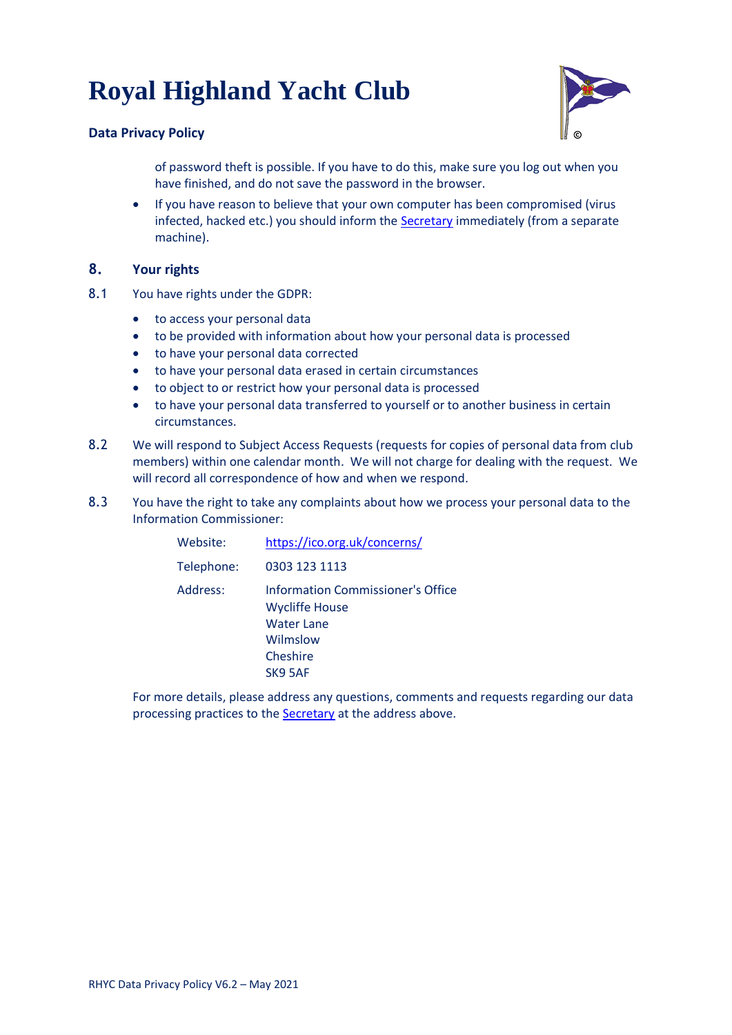of password theft is possible. If you have to do this, make sure you log out when you have finished, and do not save the password in the browser.

- If you have reason to believe that your own computer has been compromised (virus infected, hacked etc.) you should inform the Secretary immediately (from a separate machine).

## 8. Your rights

8.1 You have rights under the GDPR:

- to access your personal data
- to be provided with information about how your personal data is processed
- to have your personal data corrected
- to have your personal data erased in certain circumstances
- to object to or restrict how your personal data is processed
- to have your personal data transferred to yourself or to another business in certain circumstances.

8.2 We will respond to Subject Access Requests (requests for copies of personal data from club members) within one calendar month. We will not charge for dealing with the request. We will record all correspondence of how and when we respond.

8.3 You have the right to take any complaints about how we process your personal data to the Information Commissioner:

| | |
|---|---|
| Website: | https://ico.org.uk/concerns/ |
| Telephone: | 0303 123 1113 |
| Address: | Information Commissioner's Office<br>Wycliffe House<br>Water Lane<br>Wilmslow<br>Cheshire<br>SK9 5AF |

For more details, please address any questions, comments and requests regarding our data processing practices to the Secretary at the address above.